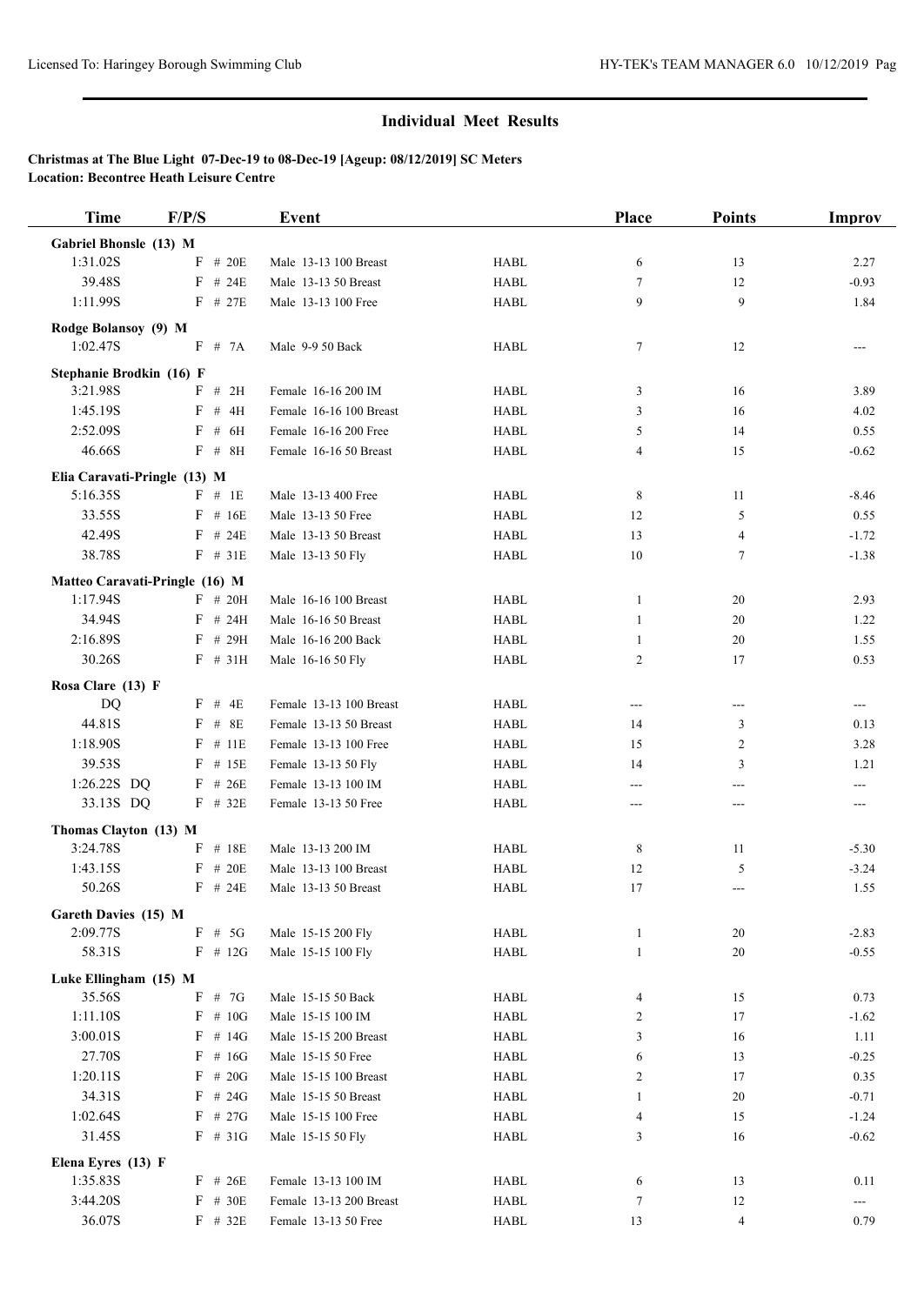## Individual Meet Results

**Christmas at The Blue Light 07-Dec-19 to 08-Dec-19 [Ageup: 08/12/2019] SC Meters**
**Location: Becontree Heath Leisure Centre**

| Time | F/P/S | Event | | Place | Points | Improv |
|---|---|---|---|---|---|---|
| **Gabriel Bhonsle (13) M** | | | | | | |
| 1:31.02S | F # 20E | Male 13-13 100 Breast | HABL | 6 | 13 | 2.27 |
| 39.48S | F # 24E | Male 13-13 50 Breast | HABL | 7 | 12 | -0.93 |
| 1:11.99S | F # 27E | Male 13-13 100 Free | HABL | 9 | 9 | 1.84 |
| **Rodge Bolansoy (9) M** | | | | | | |
| 1:02.47S | F # 7A | Male 9-9 50 Back | HABL | 7 | 12 | --- |
| **Stephanie Brodkin (16) F** | | | | | | |
| 3:21.98S | F # 2H | Female 16-16 200 IM | HABL | 3 | 16 | 3.89 |
| 1:45.19S | F # 4H | Female 16-16 100 Breast | HABL | 3 | 16 | 4.02 |
| 2:52.09S | F # 6H | Female 16-16 200 Free | HABL | 5 | 14 | 0.55 |
| 46.66S | F # 8H | Female 16-16 50 Breast | HABL | 4 | 15 | -0.62 |
| **Elia Caravati-Pringle (13) M** | | | | | | |
| 5:16.35S | F # 1E | Male 13-13 400 Free | HABL | 8 | 11 | -8.46 |
| 33.55S | F # 16E | Male 13-13 50 Free | HABL | 12 | 5 | 0.55 |
| 42.49S | F # 24E | Male 13-13 50 Breast | HABL | 13 | 4 | -1.72 |
| 38.78S | F # 31E | Male 13-13 50 Fly | HABL | 10 | 7 | -1.38 |
| **Matteo Caravati-Pringle (16) M** | | | | | | |
| 1:17.94S | F # 20H | Male 16-16 100 Breast | HABL | 1 | 20 | 2.93 |
| 34.94S | F # 24H | Male 16-16 50 Breast | HABL | 1 | 20 | 1.22 |
| 2:16.89S | F # 29H | Male 16-16 200 Back | HABL | 1 | 20 | 1.55 |
| 30.26S | F # 31H | Male 16-16 50 Fly | HABL | 2 | 17 | 0.53 |
| **Rosa Clare (13) F** | | | | | | |
| DQ | F # 4E | Female 13-13 100 Breast | HABL | --- | --- | --- |
| 44.81S | F # 8E | Female 13-13 50 Breast | HABL | 14 | 3 | 0.13 |
| 1:18.90S | F # 11E | Female 13-13 100 Free | HABL | 15 | 2 | 3.28 |
| 39.53S | F # 15E | Female 13-13 50 Fly | HABL | 14 | 3 | 1.21 |
| 1:26.22S DQ | F # 26E | Female 13-13 100 IM | HABL | --- | --- | --- |
| 33.13S DQ | F # 32E | Female 13-13 50 Free | HABL | --- | --- | --- |
| **Thomas Clayton (13) M** | | | | | | |
| 3:24.78S | F # 18E | Male 13-13 200 IM | HABL | 8 | 11 | -5.30 |
| 1:43.15S | F # 20E | Male 13-13 100 Breast | HABL | 12 | 5 | -3.24 |
| 50.26S | F # 24E | Male 13-13 50 Breast | HABL | 17 | --- | 1.55 |
| **Gareth Davies (15) M** | | | | | | |
| 2:09.77S | F # 5G | Male 15-15 200 Fly | HABL | 1 | 20 | -2.83 |
| 58.31S | F # 12G | Male 15-15 100 Fly | HABL | 1 | 20 | -0.55 |
| **Luke Ellingham (15) M** | | | | | | |
| 35.56S | F # 7G | Male 15-15 50 Back | HABL | 4 | 15 | 0.73 |
| 1:11.10S | F # 10G | Male 15-15 100 IM | HABL | 2 | 17 | -1.62 |
| 3:00.01S | F # 14G | Male 15-15 200 Breast | HABL | 3 | 16 | 1.11 |
| 27.70S | F # 16G | Male 15-15 50 Free | HABL | 6 | 13 | -0.25 |
| 1:20.11S | F # 20G | Male 15-15 100 Breast | HABL | 2 | 17 | 0.35 |
| 34.31S | F # 24G | Male 15-15 50 Breast | HABL | 1 | 20 | -0.71 |
| 1:02.64S | F # 27G | Male 15-15 100 Free | HABL | 4 | 15 | -1.24 |
| 31.45S | F # 31G | Male 15-15 50 Fly | HABL | 3 | 16 | -0.62 |
| **Elena Eyres (13) F** | | | | | | |
| 1:35.83S | F # 26E | Female 13-13 100 IM | HABL | 6 | 13 | 0.11 |
| 3:44.20S | F # 30E | Female 13-13 200 Breast | HABL | 7 | 12 | --- |
| 36.07S | F # 32E | Female 13-13 50 Free | HABL | 13 | 4 | 0.79 |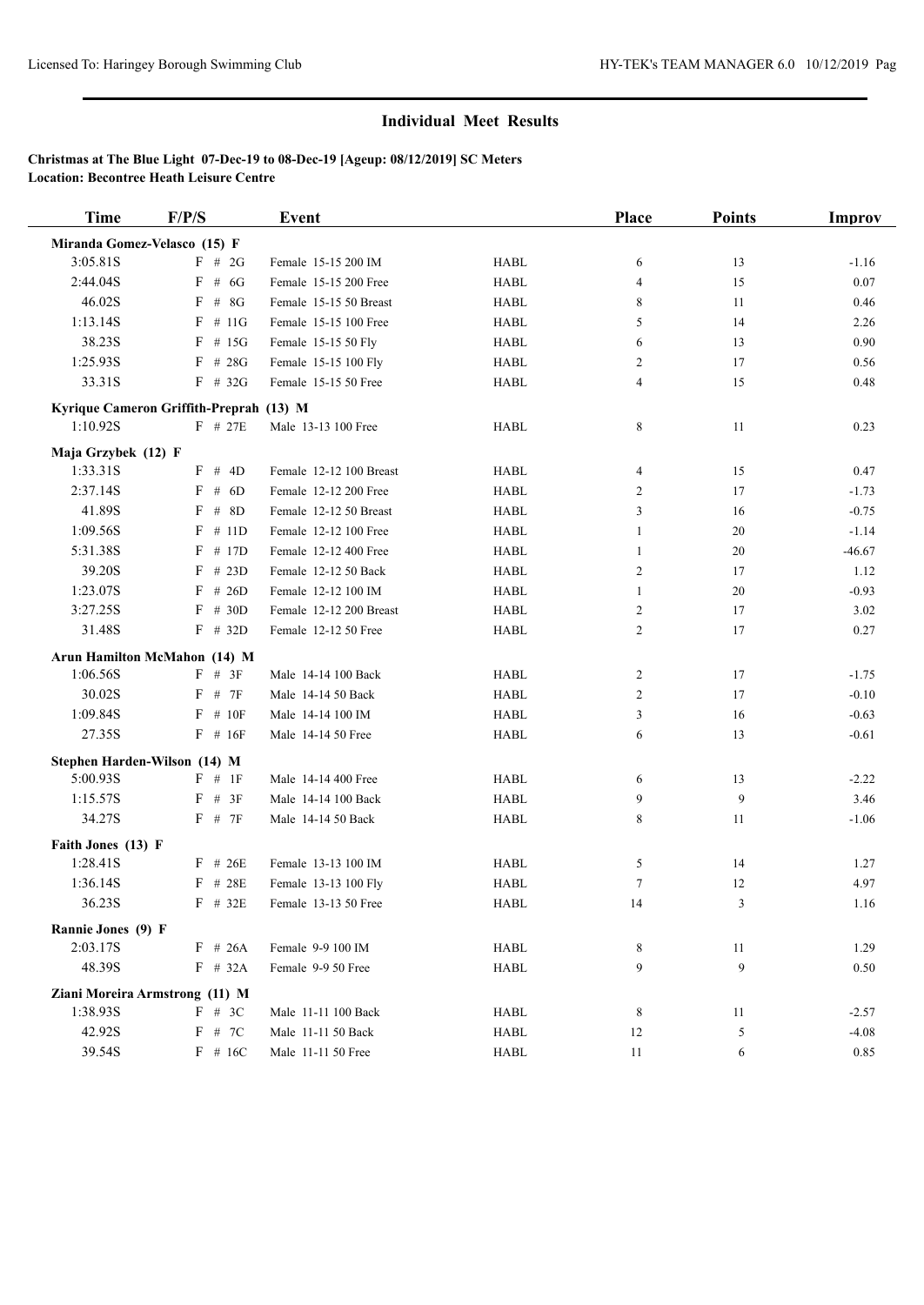## Individual Meet Results

**Christmas at The Blue Light 07-Dec-19 to 08-Dec-19 [Ageup: 08/12/2019] SC Meters**
**Location: Becontree Heath Leisure Centre**

| Time | F/P/S | Event | | Place | Points | Improv |
|---|---|---|---|---|---|---|
| **Miranda Gomez-Velasco (15) F** | | | | | | |
| 3:05.81S | F # 2G | Female 15-15 200 IM | HABL | 6 | 13 | -1.16 |
| 2:44.04S | F # 6G | Female 15-15 200 Free | HABL | 4 | 15 | 0.07 |
| 46.02S | F # 8G | Female 15-15 50 Breast | HABL | 8 | 11 | 0.46 |
| 1:13.14S | F # 11G | Female 15-15 100 Free | HABL | 5 | 14 | 2.26 |
| 38.23S | F # 15G | Female 15-15 50 Fly | HABL | 6 | 13 | 0.90 |
| 1:25.93S | F # 28G | Female 15-15 100 Fly | HABL | 2 | 17 | 0.56 |
| 33.31S | F # 32G | Female 15-15 50 Free | HABL | 4 | 15 | 0.48 |
| **Kyrique Cameron Griffith-Preprah (13) M** | | | | | | |
| 1:10.92S | F # 27E | Male 13-13 100 Free | HABL | 8 | 11 | 0.23 |
| **Maja Grzybek (12) F** | | | | | | |
| 1:33.31S | F # 4D | Female 12-12 100 Breast | HABL | 4 | 15 | 0.47 |
| 2:37.14S | F # 6D | Female 12-12 200 Free | HABL | 2 | 17 | -1.73 |
| 41.89S | F # 8D | Female 12-12 50 Breast | HABL | 3 | 16 | -0.75 |
| 1:09.56S | F # 11D | Female 12-12 100 Free | HABL | 1 | 20 | -1.14 |
| 5:31.38S | F # 17D | Female 12-12 400 Free | HABL | 1 | 20 | -46.67 |
| 39.20S | F # 23D | Female 12-12 50 Back | HABL | 2 | 17 | 1.12 |
| 1:23.07S | F # 26D | Female 12-12 100 IM | HABL | 1 | 20 | -0.93 |
| 3:27.25S | F # 30D | Female 12-12 200 Breast | HABL | 2 | 17 | 3.02 |
| 31.48S | F # 32D | Female 12-12 50 Free | HABL | 2 | 17 | 0.27 |
| **Arun Hamilton McMahon (14) M** | | | | | | |
| 1:06.56S | F # 3F | Male 14-14 100 Back | HABL | 2 | 17 | -1.75 |
| 30.02S | F # 7F | Male 14-14 50 Back | HABL | 2 | 17 | -0.10 |
| 1:09.84S | F # 10F | Male 14-14 100 IM | HABL | 3 | 16 | -0.63 |
| 27.35S | F # 16F | Male 14-14 50 Free | HABL | 6 | 13 | -0.61 |
| **Stephen Harden-Wilson (14) M** | | | | | | |
| 5:00.93S | F # 1F | Male 14-14 400 Free | HABL | 6 | 13 | -2.22 |
| 1:15.57S | F # 3F | Male 14-14 100 Back | HABL | 9 | 9 | 3.46 |
| 34.27S | F # 7F | Male 14-14 50 Back | HABL | 8 | 11 | -1.06 |
| **Faith Jones (13) F** | | | | | | |
| 1:28.41S | F # 26E | Female 13-13 100 IM | HABL | 5 | 14 | 1.27 |
| 1:36.14S | F # 28E | Female 13-13 100 Fly | HABL | 7 | 12 | 4.97 |
| 36.23S | F # 32E | Female 13-13 50 Free | HABL | 14 | 3 | 1.16 |
| **Rannie Jones (9) F** | | | | | | |
| 2:03.17S | F # 26A | Female 9-9 100 IM | HABL | 8 | 11 | 1.29 |
| 48.39S | F # 32A | Female 9-9 50 Free | HABL | 9 | 9 | 0.50 |
| **Ziani Moreira Armstrong (11) M** | | | | | | |
| 1:38.93S | F # 3C | Male 11-11 100 Back | HABL | 8 | 11 | -2.57 |
| 42.92S | F # 7C | Male 11-11 50 Back | HABL | 12 | 5 | -4.08 |
| 39.54S | F # 16C | Male 11-11 50 Free | HABL | 11 | 6 | 0.85 |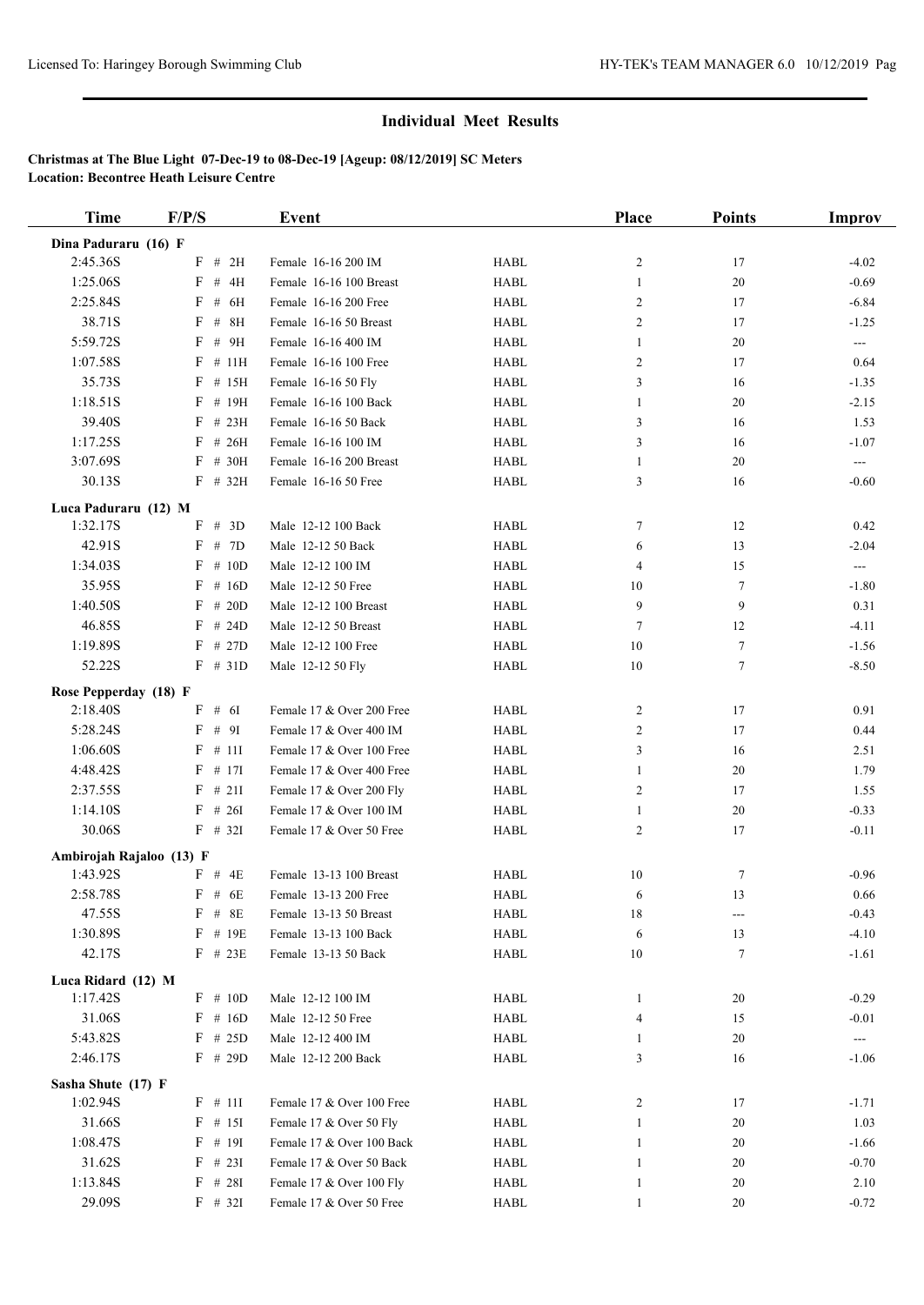## Individual Meet Results

**Christmas at The Blue Light 07-Dec-19 to 08-Dec-19 [Ageup: 08/12/2019] SC Meters**
**Location: Becontree Heath Leisure Centre**

| Time | F/P/S | Event | | Place | Points | Improv |
|---|---|---|---|---|---|---|
| **Dina Paduraru (16) F** | | | | | | |
| 2:45.36S | F # 2H | Female 16-16 200 IM | HABL | 2 | 17 | -4.02 |
| 1:25.06S | F # 4H | Female 16-16 100 Breast | HABL | 1 | 20 | -0.69 |
| 2:25.84S | F # 6H | Female 16-16 200 Free | HABL | 2 | 17 | -6.84 |
| 38.71S | F # 8H | Female 16-16 50 Breast | HABL | 2 | 17 | -1.25 |
| 5:59.72S | F # 9H | Female 16-16 400 IM | HABL | 1 | 20 | --- |
| 1:07.58S | F # 11H | Female 16-16 100 Free | HABL | 2 | 17 | 0.64 |
| 35.73S | F # 15H | Female 16-16 50 Fly | HABL | 3 | 16 | -1.35 |
| 1:18.51S | F # 19H | Female 16-16 100 Back | HABL | 1 | 20 | -2.15 |
| 39.40S | F # 23H | Female 16-16 50 Back | HABL | 3 | 16 | 1.53 |
| 1:17.25S | F # 26H | Female 16-16 100 IM | HABL | 3 | 16 | -1.07 |
| 3:07.69S | F # 30H | Female 16-16 200 Breast | HABL | 1 | 20 | --- |
| 30.13S | F # 32H | Female 16-16 50 Free | HABL | 3 | 16 | -0.60 |
| **Luca Paduraru (12) M** | | | | | | |
| 1:32.17S | F # 3D | Male 12-12 100 Back | HABL | 7 | 12 | 0.42 |
| 42.91S | F # 7D | Male 12-12 50 Back | HABL | 6 | 13 | -2.04 |
| 1:34.03S | F # 10D | Male 12-12 100 IM | HABL | 4 | 15 | --- |
| 35.95S | F # 16D | Male 12-12 50 Free | HABL | 10 | 7 | -1.80 |
| 1:40.50S | F # 20D | Male 12-12 100 Breast | HABL | 9 | 9 | 0.31 |
| 46.85S | F # 24D | Male 12-12 50 Breast | HABL | 7 | 12 | -4.11 |
| 1:19.89S | F # 27D | Male 12-12 100 Free | HABL | 10 | 7 | -1.56 |
| 52.22S | F # 31D | Male 12-12 50 Fly | HABL | 10 | 7 | -8.50 |
| **Rose Pepperday (18) F** | | | | | | |
| 2:18.40S | F # 6I | Female 17 & Over 200 Free | HABL | 2 | 17 | 0.91 |
| 5:28.24S | F # 9I | Female 17 & Over 400 IM | HABL | 2 | 17 | 0.44 |
| 1:06.60S | F # 11I | Female 17 & Over 100 Free | HABL | 3 | 16 | 2.51 |
| 4:48.42S | F # 17I | Female 17 & Over 400 Free | HABL | 1 | 20 | 1.79 |
| 2:37.55S | F # 21I | Female 17 & Over 200 Fly | HABL | 2 | 17 | 1.55 |
| 1:14.10S | F # 26I | Female 17 & Over 100 IM | HABL | 1 | 20 | -0.33 |
| 30.06S | F # 32I | Female 17 & Over 50 Free | HABL | 2 | 17 | -0.11 |
| **Ambirojah Rajaloo (13) F** | | | | | | |
| 1:43.92S | F # 4E | Female 13-13 100 Breast | HABL | 10 | 7 | -0.96 |
| 2:58.78S | F # 6E | Female 13-13 200 Free | HABL | 6 | 13 | 0.66 |
| 47.55S | F # 8E | Female 13-13 50 Breast | HABL | 18 | --- | -0.43 |
| 1:30.89S | F # 19E | Female 13-13 100 Back | HABL | 6 | 13 | -4.10 |
| 42.17S | F # 23E | Female 13-13 50 Back | HABL | 10 | 7 | -1.61 |
| **Luca Ridard (12) M** | | | | | | |
| 1:17.42S | F # 10D | Male 12-12 100 IM | HABL | 1 | 20 | -0.29 |
| 31.06S | F # 16D | Male 12-12 50 Free | HABL | 4 | 15 | -0.01 |
| 5:43.82S | F # 25D | Male 12-12 400 IM | HABL | 1 | 20 | --- |
| 2:46.17S | F # 29D | Male 12-12 200 Back | HABL | 3 | 16 | -1.06 |
| **Sasha Shute (17) F** | | | | | | |
| 1:02.94S | F # 11I | Female 17 & Over 100 Free | HABL | 2 | 17 | -1.71 |
| 31.66S | F # 15I | Female 17 & Over 50 Fly | HABL | 1 | 20 | 1.03 |
| 1:08.47S | F # 19I | Female 17 & Over 100 Back | HABL | 1 | 20 | -1.66 |
| 31.62S | F # 23I | Female 17 & Over 50 Back | HABL | 1 | 20 | -0.70 |
| 1:13.84S | F # 28I | Female 17 & Over 100 Fly | HABL | 1 | 20 | 2.10 |
| 29.09S | F # 32I | Female 17 & Over 50 Free | HABL | 1 | 20 | -0.72 |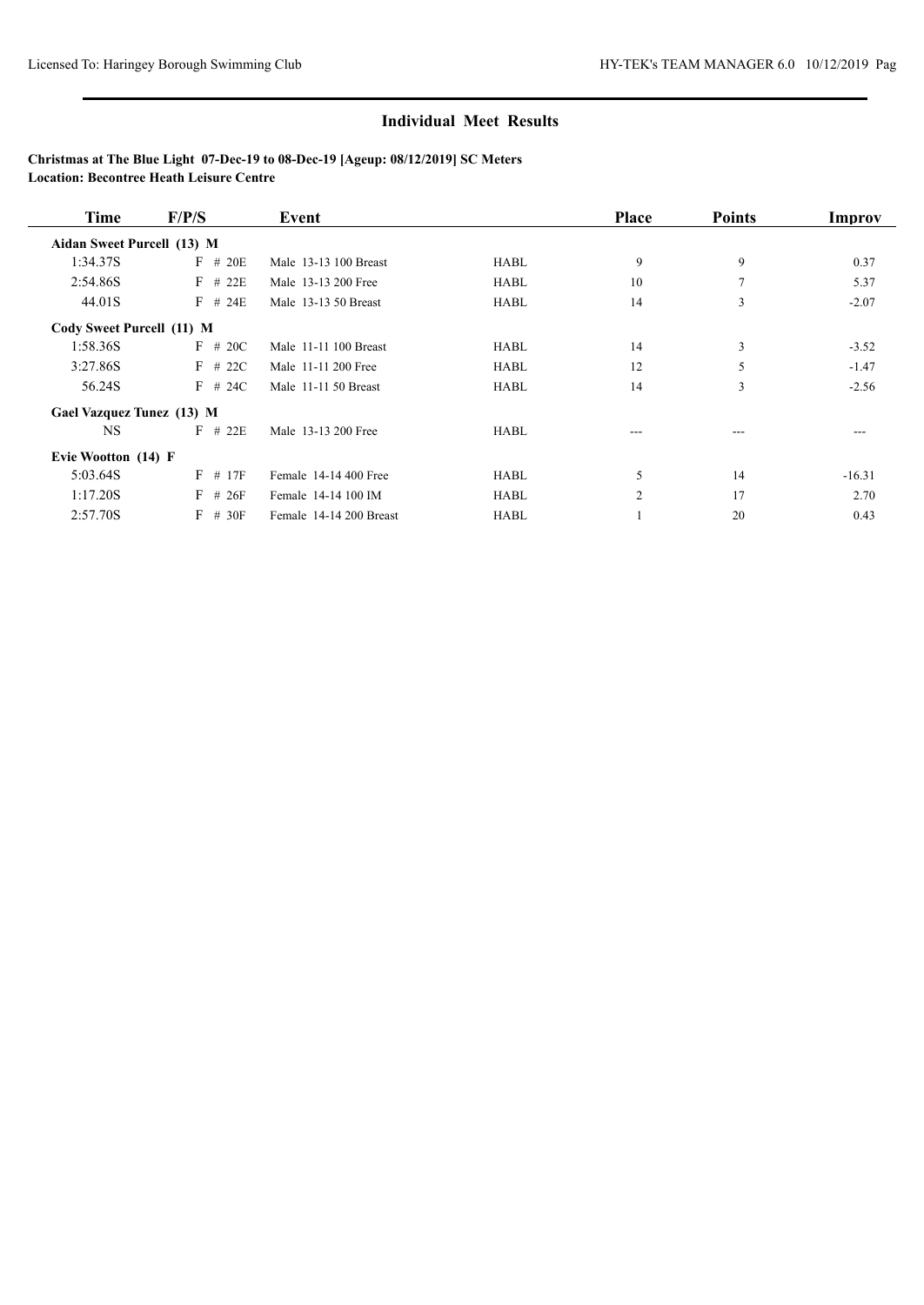## Individual Meet Results

**Christmas at The Blue Light 07-Dec-19 to 08-Dec-19 [Ageup: 08/12/2019] SC Meters**
**Location: Becontree Heath Leisure Centre**

| Time | F/P/S | Event | | Place | Points | Improv |
|---|---|---|---|---|---|---|
| **Aidan Sweet Purcell (13) M** | | | | | | |
| 1:34.37S | F # 20E | Male 13-13 100 Breast | HABL | 9 | 9 | 0.37 |
| 2:54.86S | F # 22E | Male 13-13 200 Free | HABL | 10 | 7 | 5.37 |
| 44.01S | F # 24E | Male 13-13 50 Breast | HABL | 14 | 3 | -2.07 |
| **Cody Sweet Purcell (11) M** | | | | | | |
| 1:58.36S | F # 20C | Male 11-11 100 Breast | HABL | 14 | 3 | -3.52 |
| 3:27.86S | F # 22C | Male 11-11 200 Free | HABL | 12 | 5 | -1.47 |
| 56.24S | F # 24C | Male 11-11 50 Breast | HABL | 14 | 3 | -2.56 |
| **Gael Vazquez Tunez (13) M** | | | | | | |
| NS | F # 22E | Male 13-13 200 Free | HABL | --- | --- | --- |
| **Evie Wootton (14) F** | | | | | | |
| 5:03.64S | F # 17F | Female 14-14 400 Free | HABL | 5 | 14 | -16.31 |
| 1:17.20S | F # 26F | Female 14-14 100 IM | HABL | 2 | 17 | 2.70 |
| 2:57.70S | F # 30F | Female 14-14 200 Breast | HABL | 1 | 20 | 0.43 |